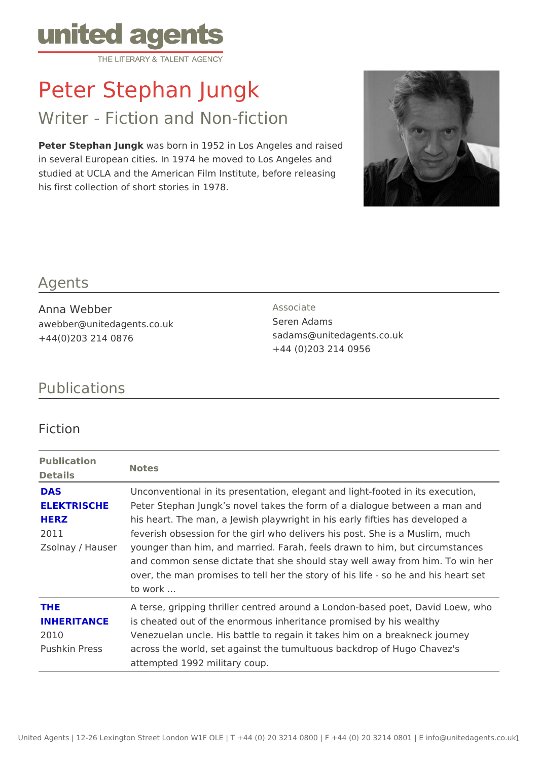united agents
THE LITERARY & TALENT AGENCY

# Peter Stephan Jungk

## Writer - Fiction and Non-fiction

**Peter Stephan Jungk** was born in 1952 in Los Angeles and raised in several European cities. In 1974 he moved to Los Angeles and studied at UCLA and the American Film Institute, before releasing his first collection of short stories in 1978.

## Agents

Anna Webber
awebber@unitedagents.co.uk
+44(0)203 214 0876

Associate
Seren Adams
sadams@unitedagents.co.uk
+44 (0)203 214 0956

## Publications

### Fiction

| Publication Details | Notes |
|---|---|
| **DAS ELEKTRISCHE HERZ**<br>2011<br>Zsolnay / Hauser | Unconventional in its presentation, elegant and light-footed in its execution, Peter Stephan Jungk's novel takes the form of a dialogue between a man and his heart. The man, a Jewish playwright in his early fifties has developed a feverish obsession for the girl who delivers his post. She is a Muslim, much younger than him, and married. Farah, feels drawn to him, but circumstances and common sense dictate that she should stay well away from him. To win her over, the man promises to tell her the story of his life - so he and his heart set to work ... |
| **THE INHERITANCE**<br>2010<br>Pushkin Press | A terse, gripping thriller centred around a London-based poet, David Loew, who is cheated out of the enormous inheritance promised by his wealthy Venezuelan uncle. His battle to regain it takes him on a breakneck journey across the world, set against the tumultuous backdrop of Hugo Chavez's attempted 1992 military coup. |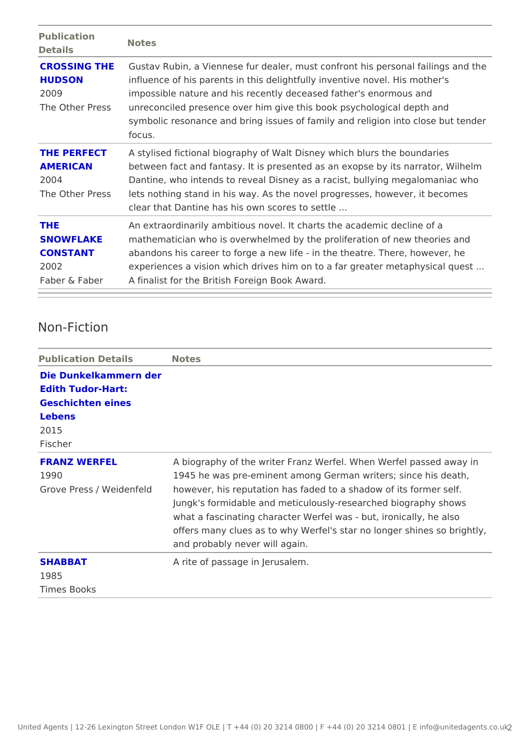| Publication Details | Notes |
| --- | --- |
| **CROSSING THE HUDSON**<br>2009<br>The Other Press | Gustav Rubin, a Viennese fur dealer, must confront his personal failings and the influence of his parents in this delightfully inventive novel. His mother's impossible nature and his recently deceased father's enormous and unreconciled presence over him give this book psychological depth and symbolic resonance and bring issues of family and religion into close but tender focus. |
| **THE PERFECT AMERICAN**<br>2004<br>The Other Press | A stylised fictional biography of Walt Disney which blurs the boundaries between fact and fantasy. It is presented as an exopse by its narrator, Wilhelm Dantine, who intends to reveal Disney as a racist, bullying megalomaniac who lets nothing stand in his way. As the novel progresses, however, it becomes clear that Dantine has his own scores to settle ... |
| **THE SNOWFLAKE CONSTANT**<br>2002<br>Faber & Faber | An extraordinarily ambitious novel. It charts the academic decline of a mathematician who is overwhelmed by the proliferation of new theories and abandons his career to forge a new life - in the theatre. There, however, he experiences a vision which drives him on to a far greater metaphysical quest ... A finalist for the British Foreign Book Award. |

## Non-Fiction

| Publication Details | Notes |
| --- | --- |
| **Die Dunkelkammern der Edith Tudor-Hart: Geschichten eines Lebens**<br>2015<br>Fischer | |
| **FRANZ WERFEL**<br>1990<br>Grove Press / Weidenfeld | A biography of the writer Franz Werfel. When Werfel passed away in 1945 he was pre-eminent among German writers; since his death, however, his reputation has faded to a shadow of its former self. Jungk's formidable and meticulously-researched biography shows what a fascinating character Werfel was - but, ironically, he also offers many clues as to why Werfel's star no longer shines so brightly, and probably never will again. |
| **SHABBAT**<br>1985<br>Times Books | A rite of passage in Jerusalem. |